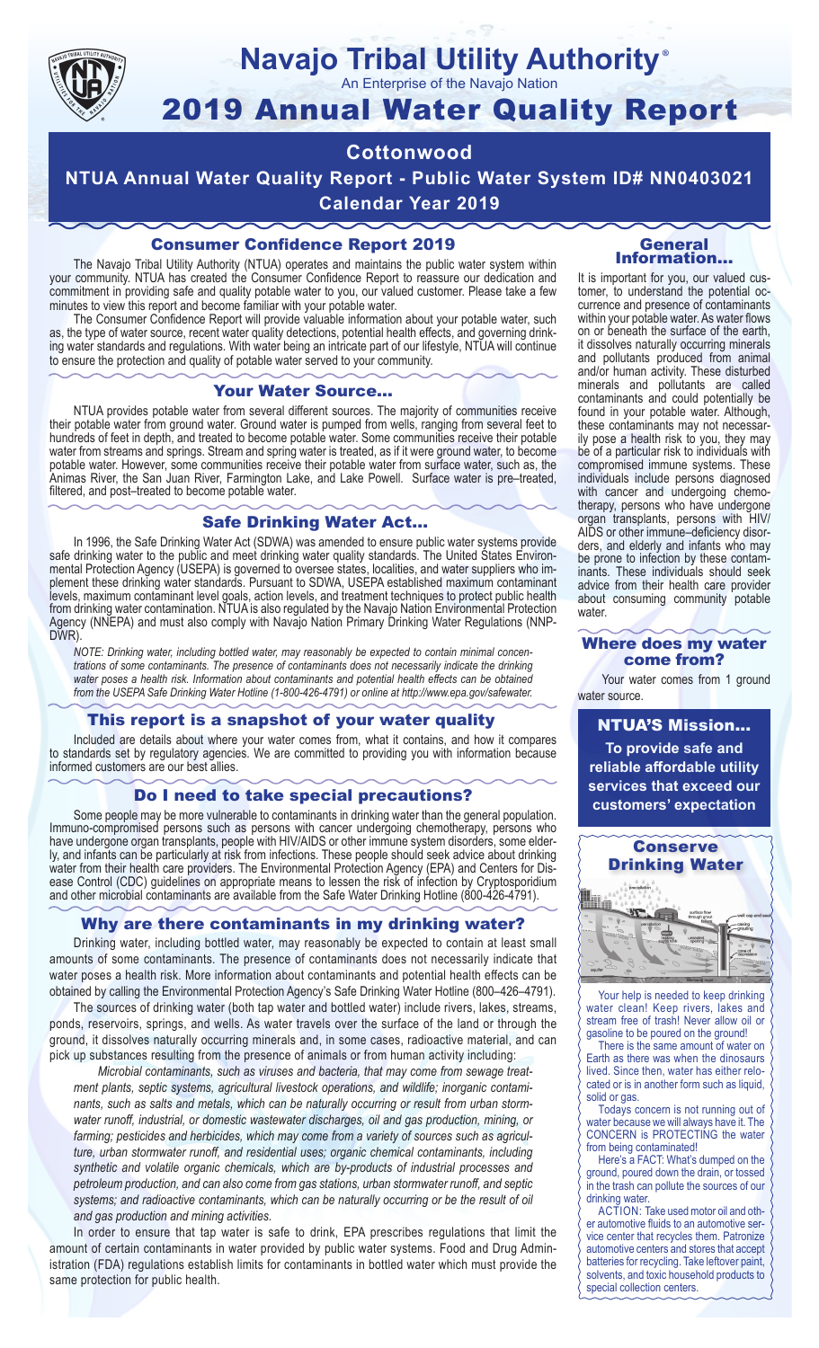# Navajo Tribal Utility Authority®

An Enterprise of the Navajo Nation

# 2019 Annual Water Quality Report

## Cottonwood

## NTUA Annual Water Quality Report - Public Water System ID# NN0403021

## Calendar Year 2019

### Consumer Confidence Report 2019

The Navajo Tribal Utility Authority (NTUA) operates and maintains the public water system within your community. NTUA has created the Consumer Confidence Report to reassure our dedication and commitment in providing safe and quality potable water to you, our valued customer. Please take a few minutes to view this report and become familiar with your potable water.

The Consumer Confidence Report will provide valuable information about your potable water, such as, the type of water source, recent water quality detections, potential health effects, and governing drinking water standards and regulations. With water being an intricate part of our lifestyle, NTUA will continue to ensure the protection and quality of potable water served to your community.

### Your Water Source…

NTUA provides potable water from several different sources. The majority of communities receive their potable water from ground water. Ground water is pumped from wells, ranging from several feet to hundreds of feet in depth, and treated to become potable water. Some communities receive their potable water from streams and springs. Stream and spring water is treated, as if it were ground water, to become potable water. However, some communities receive their potable water from surface water, such as, the Animas River, the San Juan River, Farmington Lake, and Lake Powell. Surface water is pre–treated, filtered, and post–treated to become potable water.

### Safe Drinking Water Act…

In 1996, the Safe Drinking Water Act (SDWA) was amended to ensure public water systems provide safe drinking water to the public and meet drinking water quality standards. The United States Environmental Protection Agency (USEPA) is governed to oversee states, localities, and water suppliers who implement these drinking water standards. Pursuant to SDWA, USEPA established maximum contaminant levels, maximum contaminant level goals, action levels, and treatment techniques to protect public health from drinking water contamination. NTUA is also regulated by the Navajo Nation Environmental Protection Agency (NNEPA) and must also comply with Navajo Nation Primary Drinking Water Regulations (NNPDWR).

*NOTE: Drinking water, including bottled water, may reasonably be expected to contain minimal concentrations of some contaminants. The presence of contaminants does not necessarily indicate the drinking water poses a health risk. Information about contaminants and potential health effects can be obtained from the USEPA Safe Drinking Water Hotline (1-800-426-4791) or online at http://www.epa.gov/safewater.*

### This report is a snapshot of your water quality

Included are details about where your water comes from, what it contains, and how it compares to standards set by regulatory agencies. We are committed to providing you with information because informed customers are our best allies.

### Do I need to take special precautions?

Some people may be more vulnerable to contaminants in drinking water than the general population. Immuno-compromised persons such as persons with cancer undergoing chemotherapy, persons who have undergone organ transplants, people with HIV/AIDS or other immune system disorders, some elderly, and infants can be particularly at risk from infections. These people should seek advice about drinking water from their health care providers. The Environmental Protection Agency (EPA) and Centers for Disease Control (CDC) guidelines on appropriate means to lessen the risk of infection by Cryptosporidium and other microbial contaminants are available from the Safe Water Drinking Hotline (800-426-4791).

### Why are there contaminants in my drinking water?

Drinking water, including bottled water, may reasonably be expected to contain at least small amounts of some contaminants. The presence of contaminants does not necessarily indicate that water poses a health risk. More information about contaminants and potential health effects can be obtained by calling the Environmental Protection Agency's Safe Drinking Water Hotline (800–426–4791).

The sources of drinking water (both tap water and bottled water) include rivers, lakes, streams, ponds, reservoirs, springs, and wells. As water travels over the surface of the land or through the ground, it dissolves naturally occurring minerals and, in some cases, radioactive material, and can pick up substances resulting from the presence of animals or from human activity including:

*Microbial contaminants, such as viruses and bacteria, that may come from sewage treatment plants, septic systems, agricultural livestock operations, and wildlife; inorganic contaminants, such as salts and metals, which can be naturally occurring or result from urban stormwater runoff, industrial, or domestic wastewater discharges, oil and gas production, mining, or farming; pesticides and herbicides, which may come from a variety of sources such as agriculture, urban stormwater runoff, and residential uses; organic chemical contaminants, including synthetic and volatile organic chemicals, which are by-products of industrial processes and petroleum production, and can also come from gas stations, urban stormwater runoff, and septic systems; and radioactive contaminants, which can be naturally occurring or be the result of oil and gas production and mining activities.*

In order to ensure that tap water is safe to drink, EPA prescribes regulations that limit the amount of certain contaminants in water provided by public water systems. Food and Drug Administration (FDA) regulations establish limits for contaminants in bottled water which must provide the same protection for public health.

### General Information…

It is important for you, our valued customer, to understand the potential occurrence and presence of contaminants within your potable water. As water flows on or beneath the surface of the earth, it dissolves naturally occurring minerals and pollutants produced from animal and/or human activity. These disturbed minerals and pollutants are called contaminants and could potentially be found in your potable water. Although, these contaminants may not necessarily pose a health risk to you, they may be of a particular risk to individuals with compromised immune systems. These individuals include persons diagnosed with cancer and undergoing chemotherapy, persons who have undergone organ transplants, persons with HIV/AIDS or other immune–deficiency disorders, and elderly and infants who may be prone to infection by these contaminants. These individuals should seek advice from their health care provider about consuming community potable water.

### Where does my water come from?

Your water comes from 1 ground water source.

### NTUA'S Mission…

**To provide safe and reliable affordable utility services that exceed our customers' expectation**

### Conserve Drinking Water

Your help is needed to keep drinking water clean! Keep rivers, lakes and stream free of trash! Never allow oil or gasoline to be poured on the ground!

There is the same amount of water on Earth as there was when the dinosaurs lived. Since then, water has either relocated or is in another form such as liquid, solid or gas.

Todays concern is not running out of water because we will always have it. The CONCERN is PROTECTING the water from being contaminated!

Here's a FACT: What's dumped on the ground, poured down the drain, or tossed in the trash can pollute the sources of our drinking water.

ACTION: Take used motor oil and other automotive fluids to an automotive service center that recycles them. Patronize automotive centers and stores that accept batteries for recycling. Take leftover paint, solvents, and toxic household products to special collection centers.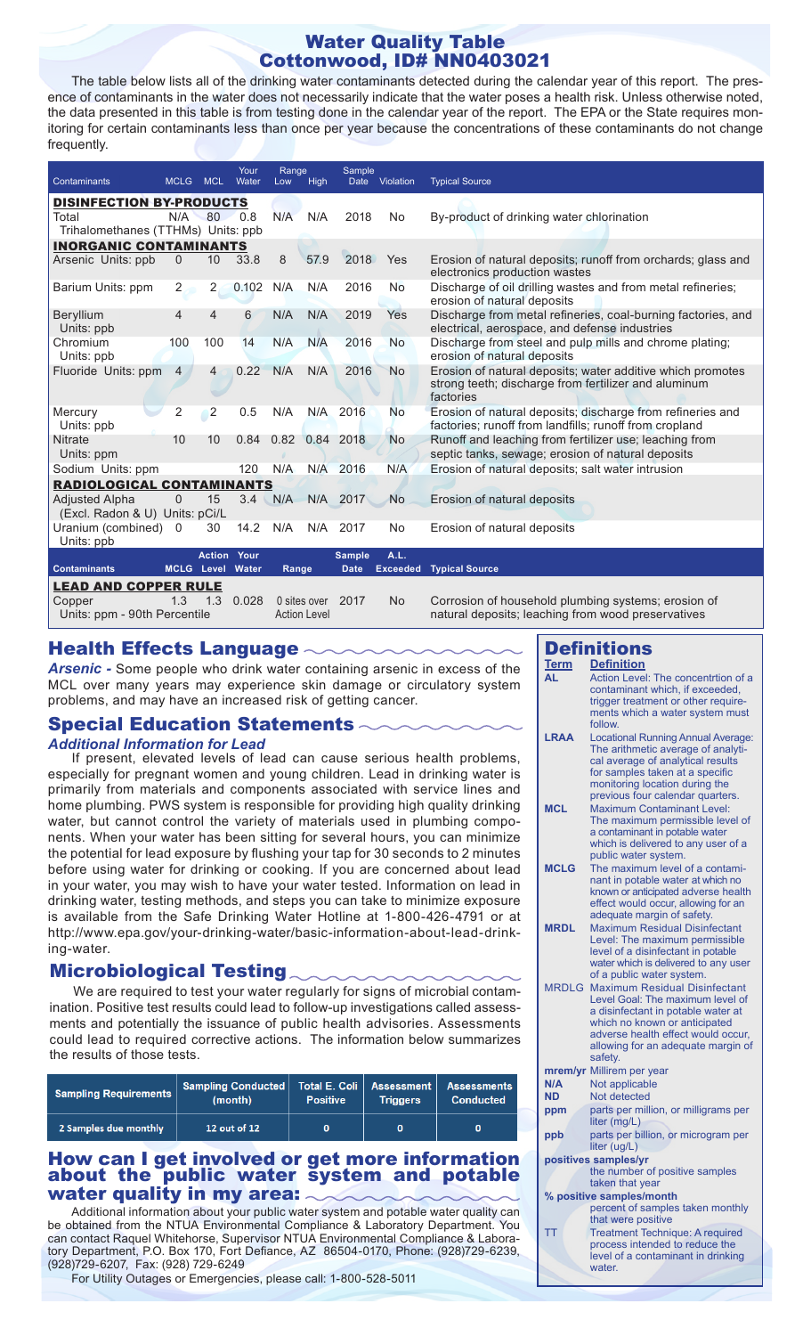# Water Quality Table
## Cottonwood, ID# NN0403021

The table below lists all of the drinking water contaminants detected during the calendar year of this report. The presence of contaminants in the water does not necessarily indicate that the water poses a health risk. Unless otherwise noted, the data presented in this table is from testing done in the calendar year of the report. The EPA or the State requires monitoring for certain contaminants less than once per year because the concentrations of these contaminants do not change frequently.

| Contaminants | MCLG | MCL | Your Water | Range Low | Range High | Sample Date | Violation | Typical Source |
|---|---|---|---|---|---|---|---|---|
| **DISINFECTION BY-PRODUCTS** | | | | | | | | |
| Total Trihalomethanes (TTHMs) Units: ppb | N/A | 80 | 0.8 | N/A | N/A | 2018 | No | By-product of drinking water chlorination |
| **INORGANIC CONTAMINANTS** | | | | | | | | |
| Arsenic Units: ppb | 0 | 10 | 33.8 | 8 | 57.9 | 2018 | Yes | Erosion of natural deposits; runoff from orchards; glass and electronics production wastes |
| Barium Units: ppm | 2 | 2 | 0.102 | N/A | N/A | 2016 | No | Discharge of oil drilling wastes and from metal refineries; erosion of natural deposits |
| Beryllium Units: ppb | 4 | 4 | 6 | N/A | N/A | 2019 | Yes | Discharge from metal refineries, coal-burning factories, and electrical, aerospace, and defense industries |
| Chromium Units: ppb | 100 | 100 | 14 | N/A | N/A | 2016 | No | Discharge from steel and pulp mills and chrome plating; erosion of natural deposits |
| Fluoride Units: ppm | 4 | 4 | 0.22 | N/A | N/A | 2016 | No | Erosion of natural deposits; water additive which promotes strong teeth; discharge from fertilizer and aluminum factories |
| Mercury Units: ppb | 2 | 2 | 0.5 | N/A | N/A | 2016 | No | Erosion of natural deposits; discharge from refineries and factories; runoff from landfills; runoff from cropland |
| Nitrate Units: ppm | 10 | 10 | 0.84 | 0.82 | 0.84 | 2018 | No | Runoff and leaching from fertilizer use; leaching from septic tanks, sewage; erosion of natural deposits |
| Sodium Units: ppm | | | 120 | N/A | N/A | 2016 | N/A | Erosion of natural deposits; salt water intrusion |
| **RADIOLOGICAL CONTAMINANTS** | | | | | | | | |
| Adjusted Alpha (Excl. Radon & U) Units: pCi/L | 0 | 15 | 3.4 | N/A | N/A | 2017 | No | Erosion of natural deposits |
| Uranium (combined) Units: ppb | 0 | 30 | 14.2 | N/A | N/A | 2017 | No | Erosion of natural deposits |

| Contaminants | MCLG | Action Level | Your Water | Range | Sample Date | A.L. Exceeded | Typical Source |
|---|---|---|---|---|---|---|---|
| **LEAD AND COPPER RULE** | | | | | | | |
| Copper Units: ppm - 90th Percentile | 1.3 | 1.3 | 0.028 | 0 sites over Action Level | 2017 | No | Corrosion of household plumbing systems; erosion of natural deposits; leaching from wood preservatives |

## Health Effects Language

***Arsenic -*** Some people who drink water containing arsenic in excess of the MCL over many years may experience skin damage or circulatory system problems, and may have an increased risk of getting cancer.

## Special Education Statements

### *Additional Information for Lead*

If present, elevated levels of lead can cause serious health problems, especially for pregnant women and young children. Lead in drinking water is primarily from materials and components associated with service lines and home plumbing. PWS system is responsible for providing high quality drinking water, but cannot control the variety of materials used in plumbing components. When your water has been sitting for several hours, you can minimize the potential for lead exposure by flushing your tap for 30 seconds to 2 minutes before using water for drinking or cooking. If you are concerned about lead in your water, you may wish to have your water tested. Information on lead in drinking water, testing methods, and steps you can take to minimize exposure is available from the Safe Drinking Water Hotline at 1-800-426-4791 or at http://www.epa.gov/your-drinking-water/basic-information-about-lead-drinking-water.

## Microbiological Testing

We are required to test your water regularly for signs of microbial contamination. Positive test results could lead to follow-up investigations called assessments and potentially the issuance of public health advisories. Assessments could lead to required corrective actions. The information below summarizes the results of those tests.

| Sampling Requirements | Sampling Conducted (month) | Total E. Coli Positive | Assessment Triggers | Assessments Conducted |
|---|---|---|---|---|
| 2 Samples due monthly | 12 out of 12 | 0 | 0 | 0 |

## How can I get involved or get more information about the public water system and potable water quality in my area:

Additional information about your public water system and potable water quality can be obtained from the NTUA Environmental Compliance & Laboratory Department. You can contact Raquel Whitehorse, Supervisor NTUA Environmental Compliance & Laboratory Department, P.O. Box 170, Fort Defiance, AZ 86504-0170, Phone: (928)729-6239, (928)729-6207, Fax: (928) 729-6249

For Utility Outages or Emergencies, please call: 1-800-528-5011

## Definitions

| Term | Definition |
|---|---|
| **AL** | Action Level: The concentrtion of a contaminant which, if exceeded, trigger treatment or other requirements which a water system must follow. |
| **LRAA** | Locational Running Annual Average: The arithmetic average of analytical results for samples taken at a specific monitoring location during the previous four calendar quarters. |
| **MCL** | Maximum Contaminant Level: The maximum permissible level of a contaminant in potable water which is delivered to any user of a public water system. |
| **MCLG** | The maximum level of a contaminant in potable water at which no known or anticipated adverse health effect would occur, allowing for an adequate margin of safety. |
| **MRDL** | Maximum Residual Disinfectant Level: The maximum permissible level of a disinfectant in potable water which is delivered to any user of a public water system. |
| **MRDLG** | Maximum Residual Disinfectant Level Goal: The maximum level of a disinfectant in potable water at which no known or anticipated adverse health effect would occur, allowing for an adequate margin of safety. |
| **mrem/yr** | Millirem per year |
| **N/A** | Not applicable |
| **ND** | Not detected |
| **ppm** | parts per million, or milligrams per liter (mg/L) |
| **ppb** | parts per billion, or microgram per liter (ug/L) |
| **positives samples/yr** | the number of positive samples taken that year |
| **% positive samples/month** | percent of samples taken monthly that were positive |
| **TT** | Treatment Technique: A required process intended to reduce the level of a contaminant in drinking water. |